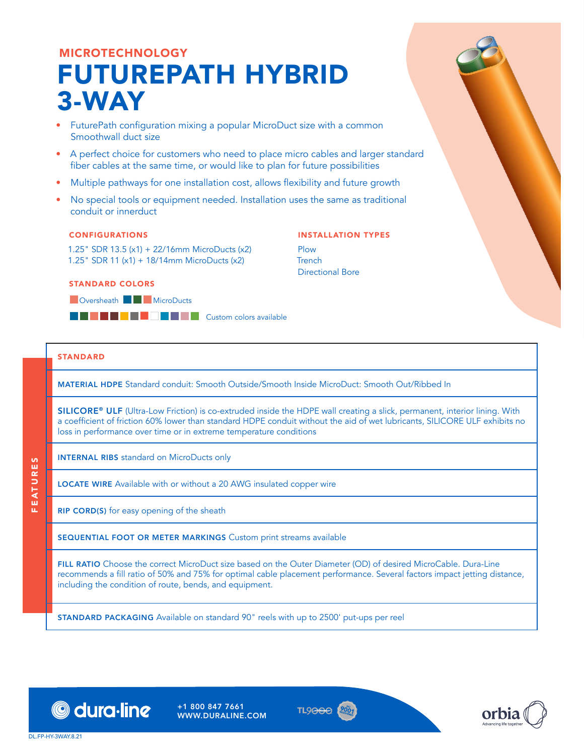MICROTECHNOLOGY

# FUTUREPATH HYBRID 3-WAY

- FuturePath configuration mixing a popular MicroDuct size with a common Smoothwall duct size
- A perfect choice for customers who need to place micro cables and larger standard fiber cables at the same time, or would like to plan for future possibilities
- Multiple pathways for one installation cost, allows flexibility and future growth
- No special tools or equipment needed. Installation uses the same as traditional conduit or innerduct

### CONFIGURATIONS

1.25" SDR 13.5 (x1) + 22/16mm MicroDucts (x2)
1.25" SDR 11 (x1) + 18/14mm MicroDucts (x2)

### INSTALLATION TYPES

Plow
Trench
Directional Bore

### STANDARD COLORS

Oversheath MicroDucts

Custom colors available

## FEATURES

### STANDARD

**MATERIAL HDPE** Standard conduit: Smooth Outside/Smooth Inside MicroDuct: Smooth Out/Ribbed In

**SILICORE® ULF** (Ultra-Low Friction) is co-extruded inside the HDPE wall creating a slick, permanent, interior lining. With a coefficient of friction 60% lower than standard HDPE conduit without the aid of wet lubricants, SILICORE ULF exhibits no loss in performance over time or in extreme temperature conditions

**INTERNAL RIBS** standard on MicroDucts only

**LOCATE WIRE** Available with or without a 20 AWG insulated copper wire

**RIP CORD(S)** for easy opening of the sheath

**SEQUENTIAL FOOT OR METER MARKINGS** Custom print streams available

**FILL RATIO** Choose the correct MicroDuct size based on the Outer Diameter (OD) of desired MicroCable. Dura-Line recommends a fill ratio of 50% and 75% for optimal cable placement performance. Several factors impact jetting distance, including the condition of route, bends, and equipment.

**STANDARD PACKAGING** Available on standard 90" reels with up to 2500' put-ups per reel

dura·line +1 800 847 7661 WWW.DURALINE.COM

TL9000 ISO 9001 REGISTERED

orbia Advancing life together

DL.FP-HY-3WAY.8.21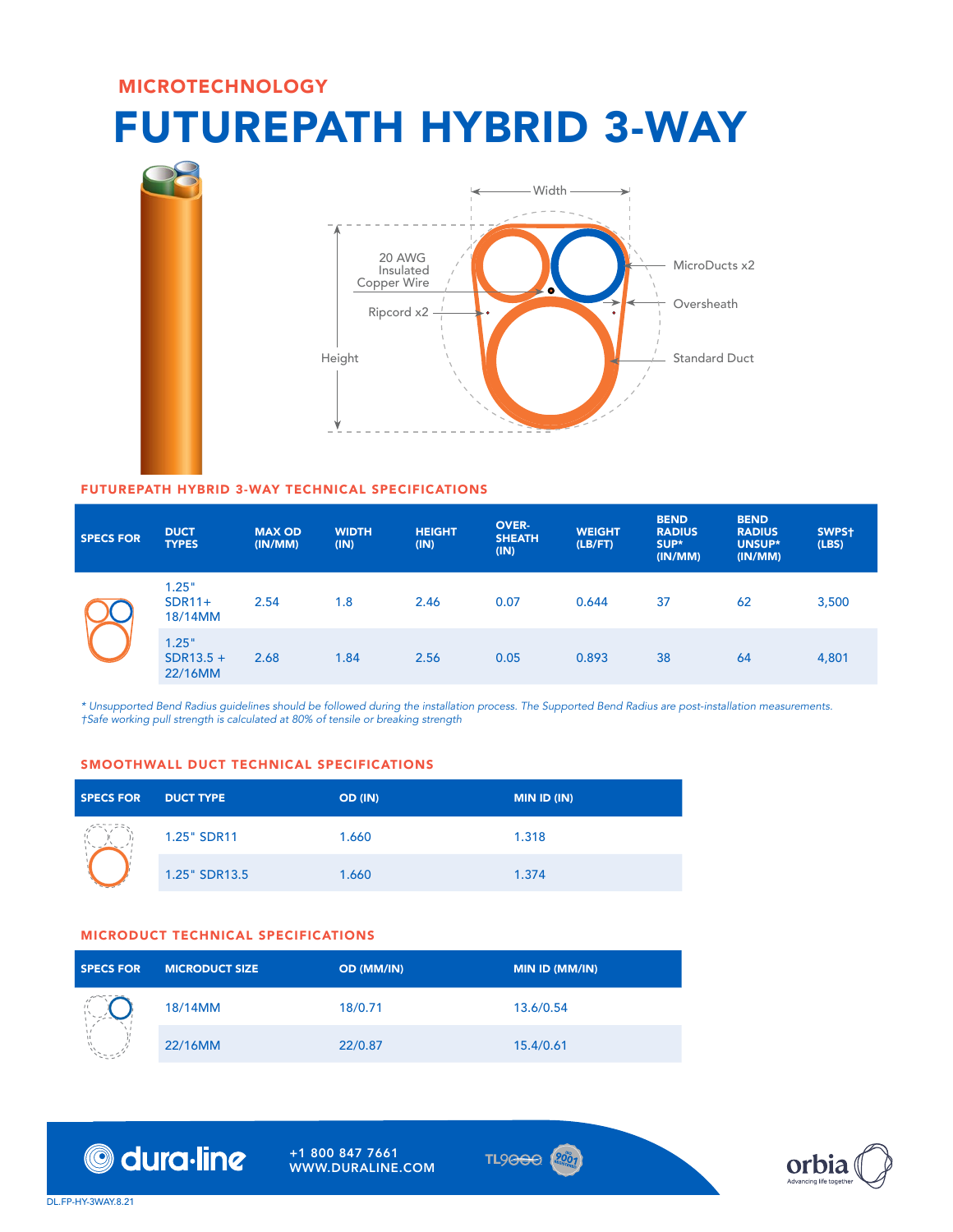MICROTECHNOLOGY

# FUTUREPATH HYBRID 3-WAY

Width

20 AWG Insulated Copper Wire

Ripcord x2

Height

MicroDucts x2

Oversheath

Standard Duct

## FUTUREPATH HYBRID 3-WAY TECHNICAL SPECIFICATIONS

| SPECS FOR | DUCT TYPES | MAX OD (IN/MM) | WIDTH (IN) | HEIGHT (IN) | OVER-SHEATH (IN) | WEIGHT (LB/FT) | BEND RADIUS SUP* (IN/MM) | BEND RADIUS UNSUP* (IN/MM) | SWPS† (LBS) |
|---|---|---|---|---|---|---|---|---|---|
| | 1.25" SDR11+ 18/14MM | 2.54 | 1.8 | 2.46 | 0.07 | 0.644 | 37 | 62 | 3,500 |
| | 1.25" SDR13.5 + 22/16MM | 2.68 | 1.84 | 2.56 | 0.05 | 0.893 | 38 | 64 | 4,801 |

*\* Unsupported Bend Radius guidelines should be followed during the installation process. The Supported Bend Radius are post-installation measurements.*
*†Safe working pull strength is calculated at 80% of tensile or breaking strength*

## SMOOTHWALL DUCT TECHNICAL SPECIFICATIONS

| SPECS FOR | DUCT TYPE | OD (IN) | MIN ID (IN) |
|---|---|---|---|
| | 1.25" SDR11 | 1.660 | 1.318 |
| | 1.25" SDR13.5 | 1.660 | 1.374 |

## MICRODUCT TECHNICAL SPECIFICATIONS

| SPECS FOR | MICRODUCT SIZE | OD (MM/IN) | MIN ID (MM/IN) |
|---|---|---|---|
| | 18/14MM | 18/0.71 | 13.6/0.54 |
| | 22/16MM | 22/0.87 | 15.4/0.61 |

dura·line

+1 800 847 7661
WWW.DURALINE.COM

TL9000

orbia
Advancing life together

DL.FP-HY-3WAY.8.21